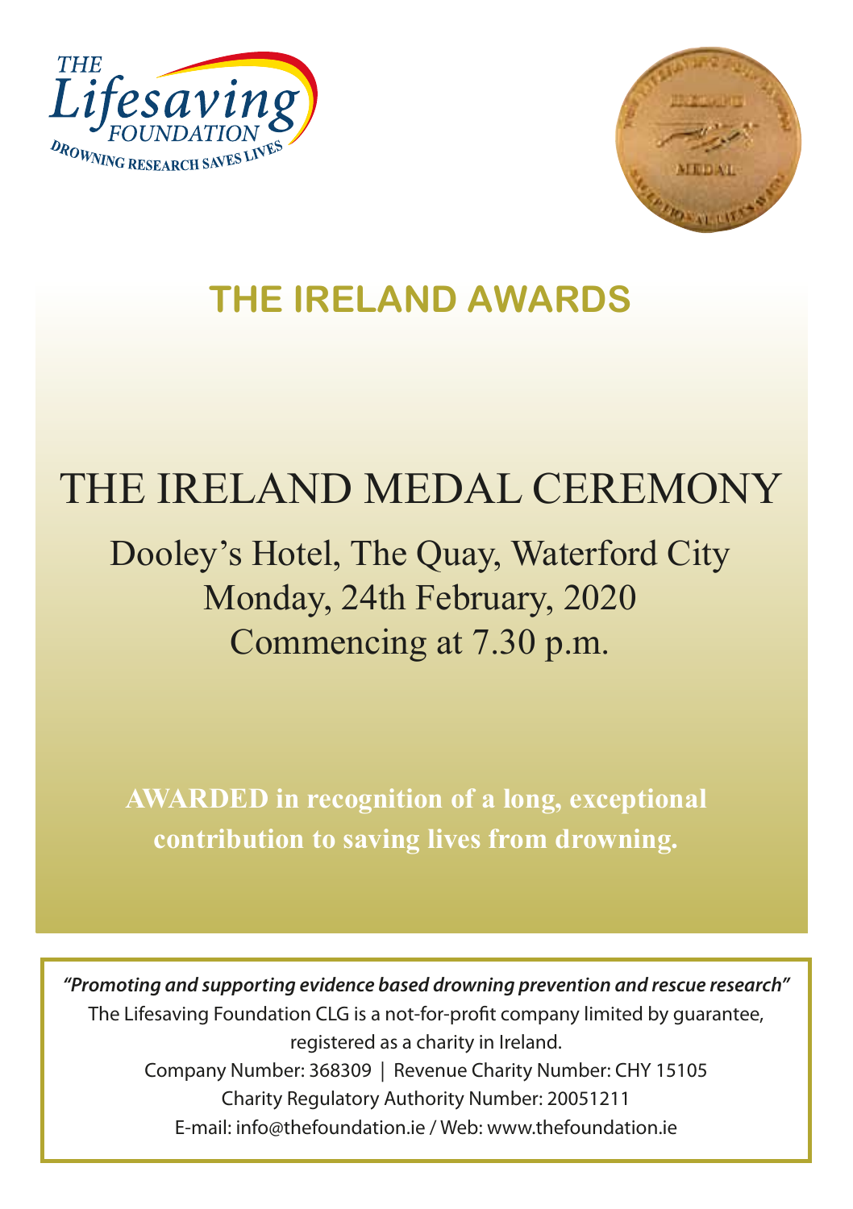THE Lifesaving FOUNDATION

DROWNING RESEARCH SAVES LIVES

# THE IRELAND AWARDS

## THE IRELAND MEDAL CEREMONY

Dooley's Hotel, The Quay, Waterford City
Monday, 24th February, 2020
Commencing at 7.30 p.m.

**AWARDED in recognition of a long, exceptional contribution to saving lives from drowning.**

***"Promoting and supporting evidence based drowning prevention and rescue research"***

The Lifesaving Foundation CLG is a not-for-profit company limited by guarantee, registered as a charity in Ireland.

Company Number: 368309 | Revenue Charity Number: CHY 15105

Charity Regulatory Authority Number: 20051211

E-mail: info@thefoundation.ie / Web: www.thefoundation.ie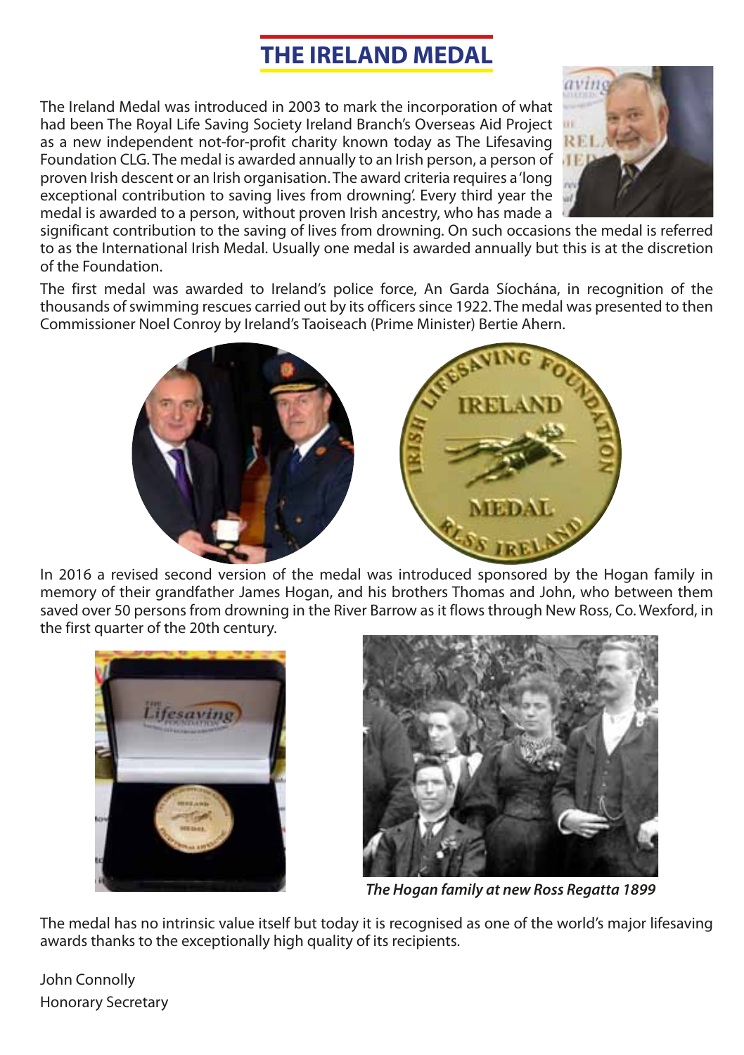# THE IRELAND MEDAL

The Ireland Medal was introduced in 2003 to mark the incorporation of what had been The Royal Life Saving Society Ireland Branch's Overseas Aid Project as a new independent not-for-profit charity known today as The Lifesaving Foundation CLG. The medal is awarded annually to an Irish person, a person of proven Irish descent or an Irish organisation. The award criteria requires a 'long exceptional contribution to saving lives from drowning'. Every third year the medal is awarded to a person, without proven Irish ancestry, who has made a significant contribution to the saving of lives from drowning. On such occasions the medal is referred to as the International Irish Medal. Usually one medal is awarded annually but this is at the discretion of the Foundation.

The first medal was awarded to Ireland's police force, An Garda Síochána, in recognition of the thousands of swimming rescues carried out by its officers since 1922. The medal was presented to then Commissioner Noel Conroy by Ireland's Taoiseach (Prime Minister) Bertie Ahern.

In 2016 a revised second version of the medal was introduced sponsored by the Hogan family in memory of their grandfather James Hogan, and his brothers Thomas and John, who between them saved over 50 persons from drowning in the River Barrow as it flows through New Ross, Co. Wexford, in the first quarter of the 20th century.

*The Hogan family at new Ross Regatta 1899*

The medal has no intrinsic value itself but today it is recognised as one of the world's major lifesaving awards thanks to the exceptionally high quality of its recipients.

John Connolly
Honorary Secretary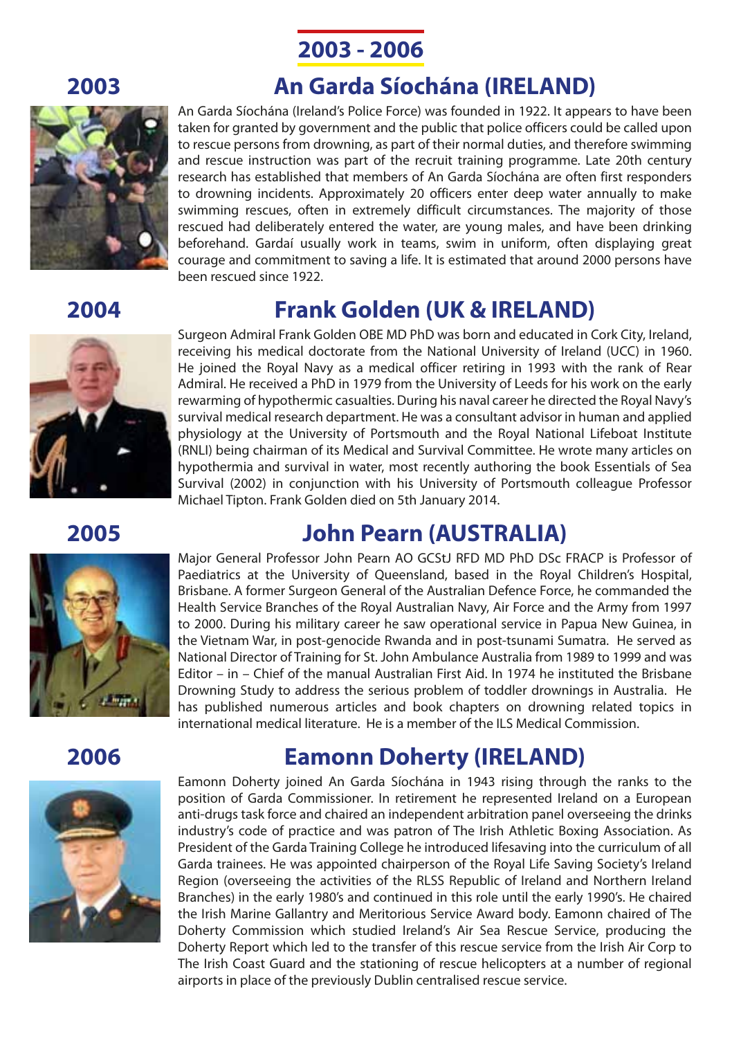# 2003 - 2006

## 2003

## An Garda Síochána (IRELAND)

An Garda Síochána (Ireland's Police Force) was founded in 1922. It appears to have been taken for granted by government and the public that police officers could be called upon to rescue persons from drowning, as part of their normal duties, and therefore swimming and rescue instruction was part of the recruit training programme. Late 20th century research has established that members of An Garda Síochána are often first responders to drowning incidents. Approximately 20 officers enter deep water annually to make swimming rescues, often in extremely difficult circumstances. The majority of those rescued had deliberately entered the water, are young males, and have been drinking beforehand. Gardaí usually work in teams, swim in uniform, often displaying great courage and commitment to saving a life. It is estimated that around 2000 persons have been rescued since 1922.

## 2004

## Frank Golden (UK & IRELAND)

Surgeon Admiral Frank Golden OBE MD PhD was born and educated in Cork City, Ireland, receiving his medical doctorate from the National University of Ireland (UCC) in 1960. He joined the Royal Navy as a medical officer retiring in 1993 with the rank of Rear Admiral. He received a PhD in 1979 from the University of Leeds for his work on the early rewarming of hypothermic casualties. During his naval career he directed the Royal Navy's survival medical research department. He was a consultant advisor in human and applied physiology at the University of Portsmouth and the Royal National Lifeboat Institute (RNLI) being chairman of its Medical and Survival Committee. He wrote many articles on hypothermia and survival in water, most recently authoring the book Essentials of Sea Survival (2002) in conjunction with his University of Portsmouth colleague Professor Michael Tipton. Frank Golden died on 5th January 2014.

## 2005

## John Pearn (AUSTRALIA)

Major General Professor John Pearn AO GCStJ RFD MD PhD DSc FRACP is Professor of Paediatrics at the University of Queensland, based in the Royal Children's Hospital, Brisbane. A former Surgeon General of the Australian Defence Force, he commanded the Health Service Branches of the Royal Australian Navy, Air Force and the Army from 1997 to 2000. During his military career he saw operational service in Papua New Guinea, in the Vietnam War, in post-genocide Rwanda and in post-tsunami Sumatra. He served as National Director of Training for St. John Ambulance Australia from 1989 to 1999 and was Editor – in – Chief of the manual Australian First Aid. In 1974 he instituted the Brisbane Drowning Study to address the serious problem of toddler drownings in Australia. He has published numerous articles and book chapters on drowning related topics in international medical literature. He is a member of the ILS Medical Commission.

## 2006

## Eamonn Doherty (IRELAND)

Eamonn Doherty joined An Garda Síochána in 1943 rising through the ranks to the position of Garda Commissioner. In retirement he represented Ireland on a European anti-drugs task force and chaired an independent arbitration panel overseeing the drinks industry's code of practice and was patron of The Irish Athletic Boxing Association. As President of the Garda Training College he introduced lifesaving into the curriculum of all Garda trainees. He was appointed chairperson of the Royal Life Saving Society's Ireland Region (overseeing the activities of the RLSS Republic of Ireland and Northern Ireland Branches) in the early 1980's and continued in this role until the early 1990's. He chaired the Irish Marine Gallantry and Meritorious Service Award body. Eamonn chaired of The Doherty Commission which studied Ireland's Air Sea Rescue Service, producing the Doherty Report which led to the transfer of this rescue service from the Irish Air Corp to The Irish Coast Guard and the stationing of rescue helicopters at a number of regional airports in place of the previously Dublin centralised rescue service.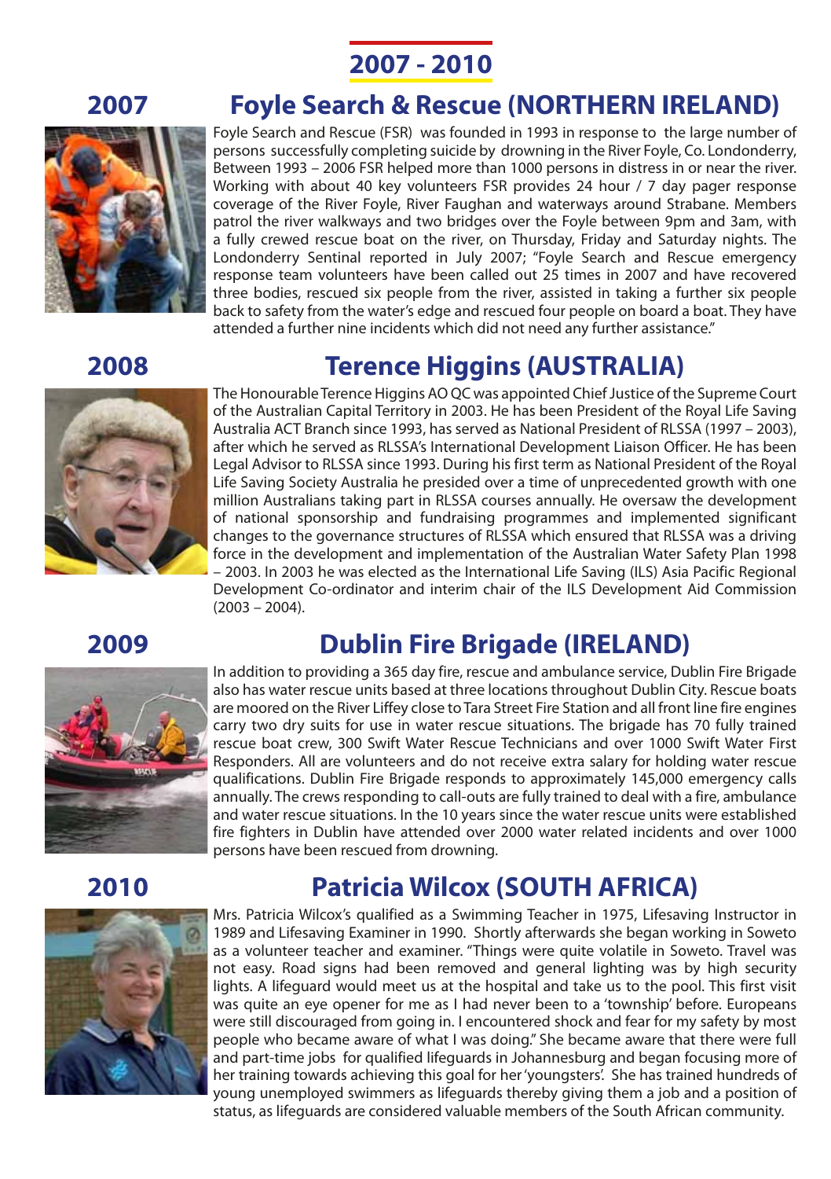# 2007 - 2010

## 2007

## Foyle Search & Rescue (NORTHERN IRELAND)

Foyle Search and Rescue (FSR) was founded in 1993 in response to the large number of persons successfully completing suicide by drowning in the River Foyle, Co. Londonderry, Between 1993 – 2006 FSR helped more than 1000 persons in distress in or near the river. Working with about 40 key volunteers FSR provides 24 hour / 7 day pager response coverage of the River Foyle, River Faughan and waterways around Strabane. Members patrol the river walkways and two bridges over the Foyle between 9pm and 3am, with a fully crewed rescue boat on the river, on Thursday, Friday and Saturday nights. The Londonderry Sentinal reported in July 2007; "Foyle Search and Rescue emergency response team volunteers have been called out 25 times in 2007 and have recovered three bodies, rescued six people from the river, assisted in taking a further six people back to safety from the water's edge and rescued four people on board a boat. They have attended a further nine incidents which did not need any further assistance."

## 2008

## Terence Higgins (AUSTRALIA)

The Honourable Terence Higgins AO QC was appointed Chief Justice of the Supreme Court of the Australian Capital Territory in 2003. He has been President of the Royal Life Saving Australia ACT Branch since 1993, has served as National President of RLSSA (1997 – 2003), after which he served as RLSSA's International Development Liaison Officer. He has been Legal Advisor to RLSSA since 1993. During his first term as National President of the Royal Life Saving Society Australia he presided over a time of unprecedented growth with one million Australians taking part in RLSSA courses annually. He oversaw the development of national sponsorship and fundraising programmes and implemented significant changes to the governance structures of RLSSA which ensured that RLSSA was a driving force in the development and implementation of the Australian Water Safety Plan 1998 – 2003. In 2003 he was elected as the International Life Saving (ILS) Asia Pacific Regional Development Co-ordinator and interim chair of the ILS Development Aid Commission (2003 – 2004).

## 2009

## Dublin Fire Brigade (IRELAND)

In addition to providing a 365 day fire, rescue and ambulance service, Dublin Fire Brigade also has water rescue units based at three locations throughout Dublin City. Rescue boats are moored on the River Liffey close to Tara Street Fire Station and all front line fire engines carry two dry suits for use in water rescue situations. The brigade has 70 fully trained rescue boat crew, 300 Swift Water Rescue Technicians and over 1000 Swift Water First Responders. All are volunteers and do not receive extra salary for holding water rescue qualifications. Dublin Fire Brigade responds to approximately 145,000 emergency calls annually. The crews responding to call-outs are fully trained to deal with a fire, ambulance and water rescue situations. In the 10 years since the water rescue units were established fire fighters in Dublin have attended over 2000 water related incidents and over 1000 persons have been rescued from drowning.

## 2010

## Patricia Wilcox (SOUTH AFRICA)

Mrs. Patricia Wilcox's qualified as a Swimming Teacher in 1975, Lifesaving Instructor in 1989 and Lifesaving Examiner in 1990. Shortly afterwards she began working in Soweto as a volunteer teacher and examiner. "Things were quite volatile in Soweto. Travel was not easy. Road signs had been removed and general lighting was by high security lights. A lifeguard would meet us at the hospital and take us to the pool. This first visit was quite an eye opener for me as I had never been to a 'township' before. Europeans were still discouraged from going in. I encountered shock and fear for my safety by most people who became aware of what I was doing." She became aware that there were full and part-time jobs for qualified lifeguards in Johannesburg and began focusing more of her training towards achieving this goal for her 'youngsters'. She has trained hundreds of young unemployed swimmers as lifeguards thereby giving them a job and a position of status, as lifeguards are considered valuable members of the South African community.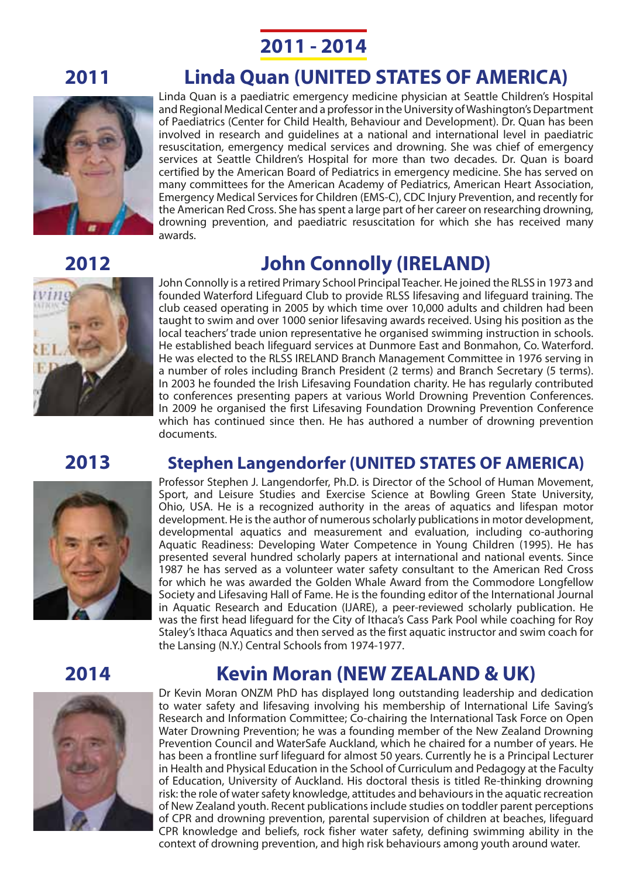# 2011 - 2014

## 2011

## Linda Quan (UNITED STATES OF AMERICA)

Linda Quan is a paediatric emergency medicine physician at Seattle Children's Hospital and Regional Medical Center and a professor in the University of Washington's Department of Paediatrics (Center for Child Health, Behaviour and Development). Dr. Quan has been involved in research and guidelines at a national and international level in paediatric resuscitation, emergency medical services and drowning. She was chief of emergency services at Seattle Children's Hospital for more than two decades. Dr. Quan is board certified by the American Board of Pediatrics in emergency medicine. She has served on many committees for the American Academy of Pediatrics, American Heart Association, Emergency Medical Services for Children (EMS-C), CDC Injury Prevention, and recently for the American Red Cross. She has spent a large part of her career on researching drowning, drowning prevention, and paediatric resuscitation for which she has received many awards.

## 2012

## John Connolly (IRELAND)

John Connolly is a retired Primary School Principal Teacher. He joined the RLSS in 1973 and founded Waterford Lifeguard Club to provide RLSS lifesaving and lifeguard training. The club ceased operating in 2005 by which time over 10,000 adults and children had been taught to swim and over 1000 senior lifesaving awards received. Using his position as the local teachers' trade union representative he organised swimming instruction in schools. He established beach lifeguard services at Dunmore East and Bonmahon, Co. Waterford. He was elected to the RLSS IRELAND Branch Management Committee in 1976 serving in a number of roles including Branch President (2 terms) and Branch Secretary (5 terms). In 2003 he founded the Irish Lifesaving Foundation charity. He has regularly contributed to conferences presenting papers at various World Drowning Prevention Conferences. In 2009 he organised the first Lifesaving Foundation Drowning Prevention Conference which has continued since then. He has authored a number of drowning prevention documents.

## 2013

## Stephen Langendorfer (UNITED STATES OF AMERICA)

Professor Stephen J. Langendorfer, Ph.D. is Director of the School of Human Movement, Sport, and Leisure Studies and Exercise Science at Bowling Green State University, Ohio, USA. He is a recognized authority in the areas of aquatics and lifespan motor development. He is the author of numerous scholarly publications in motor development, developmental aquatics and measurement and evaluation, including co-authoring Aquatic Readiness: Developing Water Competence in Young Children (1995). He has presented several hundred scholarly papers at international and national events. Since 1987 he has served as a volunteer water safety consultant to the American Red Cross for which he was awarded the Golden Whale Award from the Commodore Longfellow Society and Lifesaving Hall of Fame. He is the founding editor of the International Journal in Aquatic Research and Education (IJARE), a peer-reviewed scholarly publication. He was the first head lifeguard for the City of Ithaca's Cass Park Pool while coaching for Roy Staley's Ithaca Aquatics and then served as the first aquatic instructor and swim coach for the Lansing (N.Y.) Central Schools from 1974-1977.

## 2014

## Kevin Moran (NEW ZEALAND & UK)

Dr Kevin Moran ONZM PhD has displayed long outstanding leadership and dedication to water safety and lifesaving involving his membership of International Life Saving's Research and Information Committee; Co-chairing the International Task Force on Open Water Drowning Prevention; he was a founding member of the New Zealand Drowning Prevention Council and WaterSafe Auckland, which he chaired for a number of years. He has been a frontline surf lifeguard for almost 50 years. Currently he is a Principal Lecturer in Health and Physical Education in the School of Curriculum and Pedagogy at the Faculty of Education, University of Auckland. His doctoral thesis is titled Re-thinking drowning risk: the role of water safety knowledge, attitudes and behaviours in the aquatic recreation of New Zealand youth. Recent publications include studies on toddler parent perceptions of CPR and drowning prevention, parental supervision of children at beaches, lifeguard CPR knowledge and beliefs, rock fisher water safety, defining swimming ability in the context of drowning prevention, and high risk behaviours among youth around water.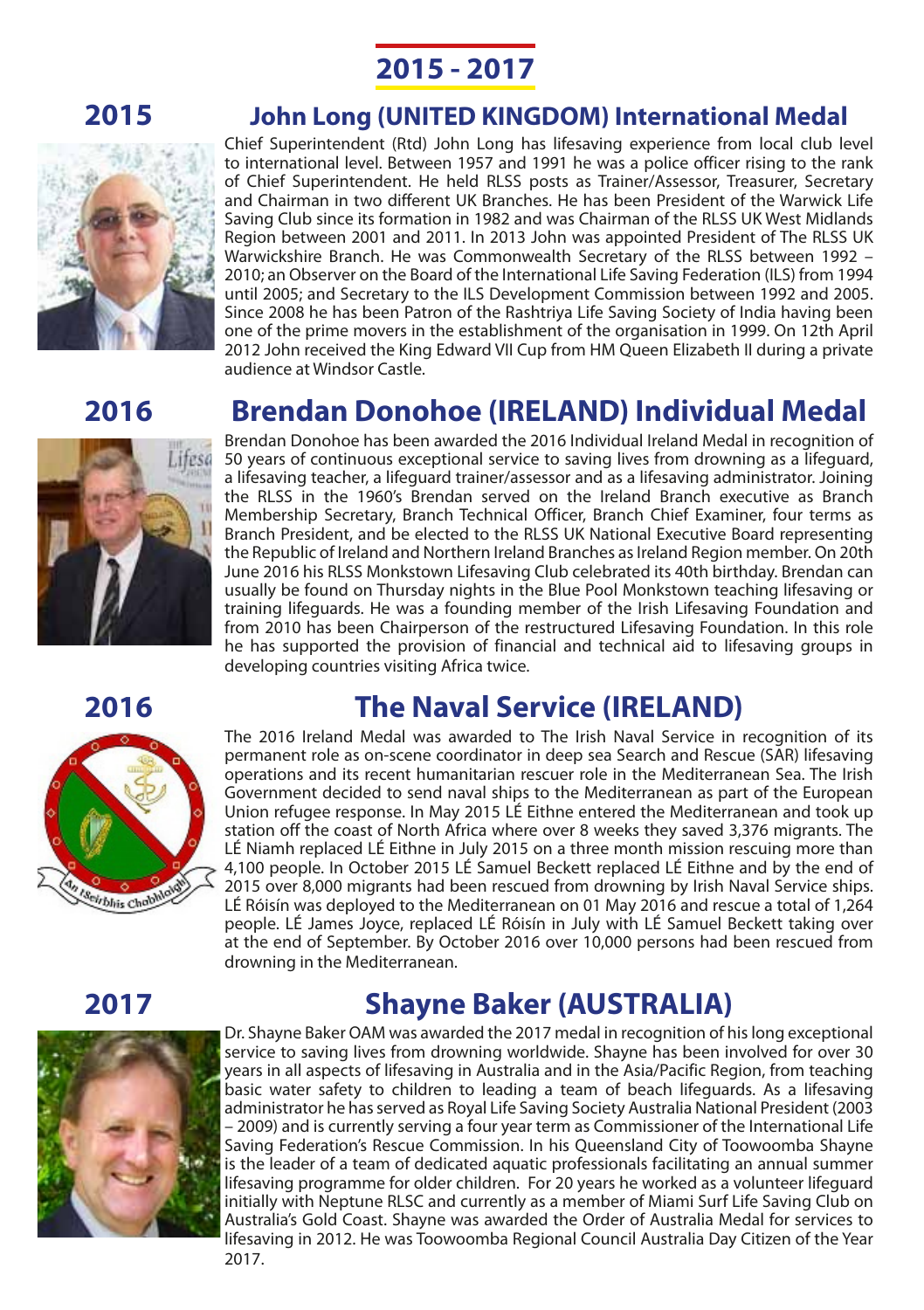# 2015 - 2017

## 2015 — John Long (UNITED KINGDOM) International Medal

Chief Superintendent (Rtd) John Long has lifesaving experience from local club level to international level. Between 1957 and 1991 he was a police officer rising to the rank of Chief Superintendent. He held RLSS posts as Trainer/Assessor, Treasurer, Secretary and Chairman in two different UK Branches. He has been President of the Warwick Life Saving Club since its formation in 1982 and was Chairman of the RLSS UK West Midlands Region between 2001 and 2011. In 2013 John was appointed President of The RLSS UK Warwickshire Branch. He was Commonwealth Secretary of the RLSS between 1992 – 2010; an Observer on the Board of the International Life Saving Federation (ILS) from 1994 until 2005; and Secretary to the ILS Development Commission between 1992 and 2005. Since 2008 he has been Patron of the Rashtriya Life Saving Society of India having been one of the prime movers in the establishment of the organisation in 1999. On 12th April 2012 John received the King Edward VII Cup from HM Queen Elizabeth II during a private audience at Windsor Castle.

## 2016 — Brendan Donohoe (IRELAND) Individual Medal

Brendan Donohoe has been awarded the 2016 Individual Ireland Medal in recognition of 50 years of continuous exceptional service to saving lives from drowning as a lifeguard, a lifesaving teacher, a lifeguard trainer/assessor and as a lifesaving administrator. Joining the RLSS in the 1960's Brendan served on the Ireland Branch executive as Branch Membership Secretary, Branch Technical Officer, Branch Chief Examiner, four terms as Branch President, and be elected to the RLSS UK National Executive Board representing the Republic of Ireland and Northern Ireland Branches as Ireland Region member. On 20th June 2016 his RLSS Monkstown Lifesaving Club celebrated its 40th birthday. Brendan can usually be found on Thursday nights in the Blue Pool Monkstown teaching lifesaving or training lifeguards. He was a founding member of the Irish Lifesaving Foundation and from 2010 has been Chairperson of the restructured Lifesaving Foundation. In this role he has supported the provision of financial and technical aid to lifesaving groups in developing countries visiting Africa twice.

## 2016 — The Naval Service (IRELAND)

The 2016 Ireland Medal was awarded to The Irish Naval Service in recognition of its permanent role as on-scene coordinator in deep sea Search and Rescue (SAR) lifesaving operations and its recent humanitarian rescuer role in the Mediterranean Sea. The Irish Government decided to send naval ships to the Mediterranean as part of the European Union refugee response. In May 2015 LÉ Eithne entered the Mediterranean and took up station off the coast of North Africa where over 8 weeks they saved 3,376 migrants. The LÉ Niamh replaced LÉ Eithne in July 2015 on a three month mission rescuing more than 4,100 people. In October 2015 LÉ Samuel Beckett replaced LÉ Eithne and by the end of 2015 over 8,000 migrants had been rescued from drowning by Irish Naval Service ships. LÉ Róisín was deployed to the Mediterranean on 01 May 2016 and rescue a total of 1,264 people. LÉ James Joyce, replaced LÉ Róisín in July with LÉ Samuel Beckett taking over at the end of September. By October 2016 over 10,000 persons had been rescued from drowning in the Mediterranean.

## 2017 — Shayne Baker (AUSTRALIA)

Dr. Shayne Baker OAM was awarded the 2017 medal in recognition of his long exceptional service to saving lives from drowning worldwide. Shayne has been involved for over 30 years in all aspects of lifesaving in Australia and in the Asia/Pacific Region, from teaching basic water safety to children to leading a team of beach lifeguards. As a lifesaving administrator he has served as Royal Life Saving Society Australia National President (2003 – 2009) and is currently serving a four year term as Commissioner of the International Life Saving Federation's Rescue Commission. In his Queensland City of Toowoomba Shayne is the leader of a team of dedicated aquatic professionals facilitating an annual summer lifesaving programme for older children. For 20 years he worked as a volunteer lifeguard initially with Neptune RLSC and currently as a member of Miami Surf Life Saving Club on Australia's Gold Coast. Shayne was awarded the Order of Australia Medal for services to lifesaving in 2012. He was Toowoomba Regional Council Australia Day Citizen of the Year 2017.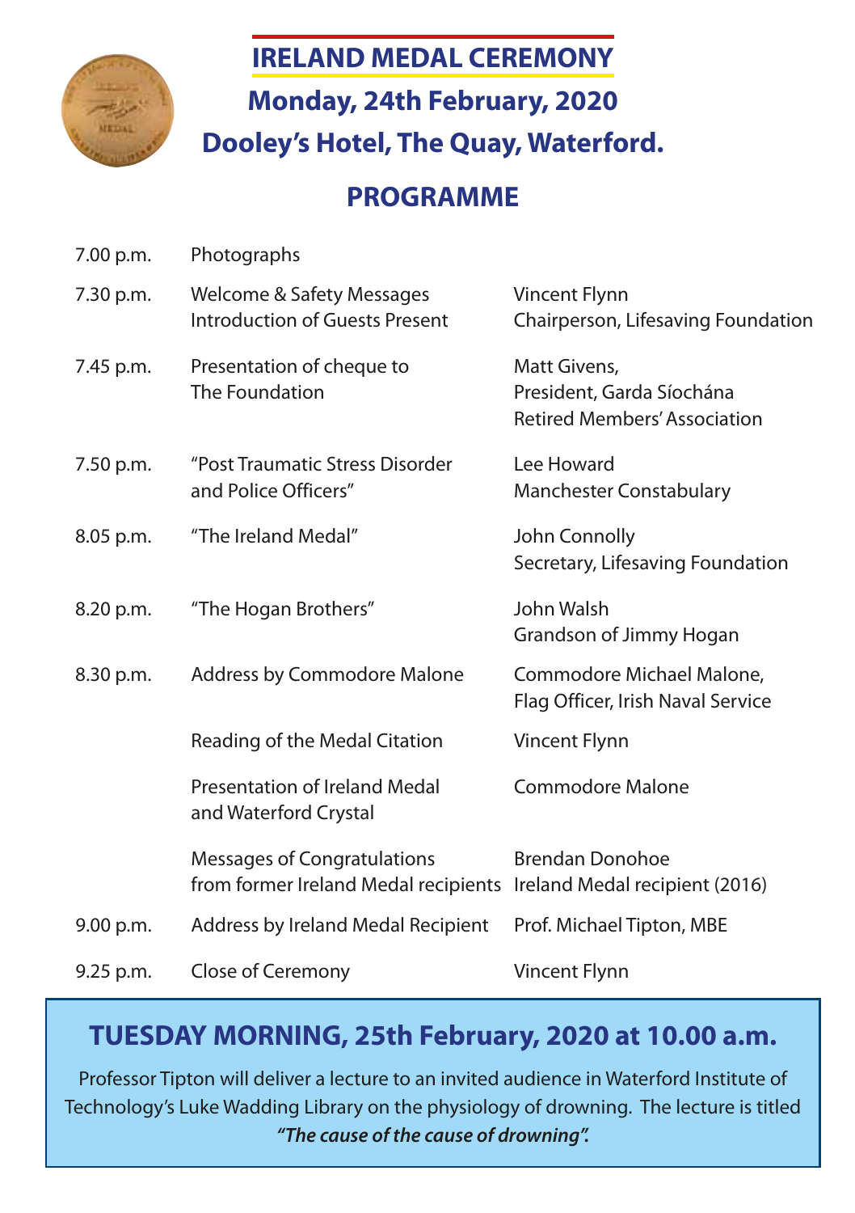# IRELAND MEDAL CEREMONY

## Monday, 24th February, 2020

## Dooley's Hotel, The Quay, Waterford.

## PROGRAMME

| | | |
|---|---|---|
| 7.00 p.m. | Photographs | |
| 7.30 p.m. | Welcome & Safety Messages<br>Introduction of Guests Present | Vincent Flynn<br>Chairperson, Lifesaving Foundation |
| 7.45 p.m. | Presentation of cheque to<br>The Foundation | Matt Givens,<br>President, Garda Síochána<br>Retired Members' Association |
| 7.50 p.m. | "Post Traumatic Stress Disorder<br>and Police Officers" | Lee Howard<br>Manchester Constabulary |
| 8.05 p.m. | "The Ireland Medal" | John Connolly<br>Secretary, Lifesaving Foundation |
| 8.20 p.m. | "The Hogan Brothers" | John Walsh<br>Grandson of Jimmy Hogan |
| 8.30 p.m. | Address by Commodore Malone | Commodore Michael Malone,<br>Flag Officer, Irish Naval Service |
| | Reading of the Medal Citation | Vincent Flynn |
| | Presentation of Ireland Medal<br>and Waterford Crystal | Commodore Malone |
| | Messages of Congratulations<br>from former Ireland Medal recipients | Brendan Donohoe<br>Ireland Medal recipient (2016) |
| 9.00 p.m. | Address by Ireland Medal Recipient | Prof. Michael Tipton, MBE |
| 9.25 p.m. | Close of Ceremony | Vincent Flynn |

## TUESDAY MORNING, 25th February, 2020 at 10.00 a.m.

Professor Tipton will deliver a lecture to an invited audience in Waterford Institute of Technology's Luke Wadding Library on the physiology of drowning. The lecture is titled ***"The cause of the cause of drowning".***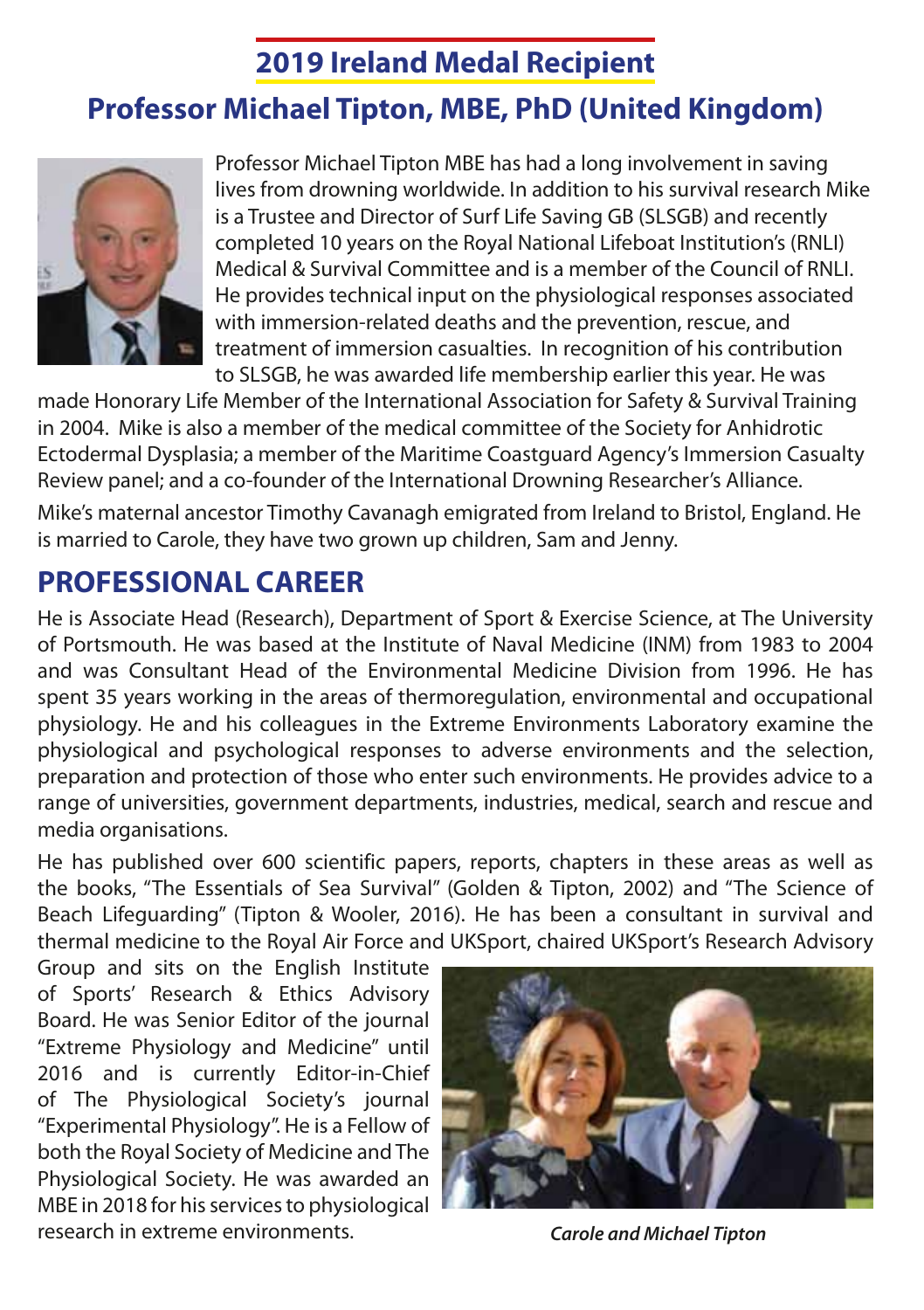## 2019 Ireland Medal Recipient

## Professor Michael Tipton, MBE, PhD (United Kingdom)

Professor Michael Tipton MBE has had a long involvement in saving lives from drowning worldwide. In addition to his survival research Mike is a Trustee and Director of Surf Life Saving GB (SLSGB) and recently completed 10 years on the Royal National Lifeboat Institution's (RNLI) Medical & Survival Committee and is a member of the Council of RNLI. He provides technical input on the physiological responses associated with immersion-related deaths and the prevention, rescue, and treatment of immersion casualties. In recognition of his contribution to SLSGB, he was awarded life membership earlier this year. He was made Honorary Life Member of the International Association for Safety & Survival Training in 2004. Mike is also a member of the medical committee of the Society for Anhidrotic Ectodermal Dysplasia; a member of the Maritime Coastguard Agency's Immersion Casualty Review panel; and a co-founder of the International Drowning Researcher's Alliance.

Mike's maternal ancestor Timothy Cavanagh emigrated from Ireland to Bristol, England. He is married to Carole, they have two grown up children, Sam and Jenny.

## PROFESSIONAL CAREER

He is Associate Head (Research), Department of Sport & Exercise Science, at The University of Portsmouth. He was based at the Institute of Naval Medicine (INM) from 1983 to 2004 and was Consultant Head of the Environmental Medicine Division from 1996. He has spent 35 years working in the areas of thermoregulation, environmental and occupational physiology. He and his colleagues in the Extreme Environments Laboratory examine the physiological and psychological responses to adverse environments and the selection, preparation and protection of those who enter such environments. He provides advice to a range of universities, government departments, industries, medical, search and rescue and media organisations.

He has published over 600 scientific papers, reports, chapters in these areas as well as the books, "The Essentials of Sea Survival" (Golden & Tipton, 2002) and "The Science of Beach Lifeguarding" (Tipton & Wooler, 2016). He has been a consultant in survival and thermal medicine to the Royal Air Force and UKSport, chaired UKSport's Research Advisory Group and sits on the English Institute of Sports' Research & Ethics Advisory Board. He was Senior Editor of the journal "Extreme Physiology and Medicine" until 2016 and is currently Editor-in-Chief of The Physiological Society's journal "Experimental Physiology". He is a Fellow of both the Royal Society of Medicine and The Physiological Society. He was awarded an MBE in 2018 for his services to physiological research in extreme environments.

*Carole and Michael Tipton*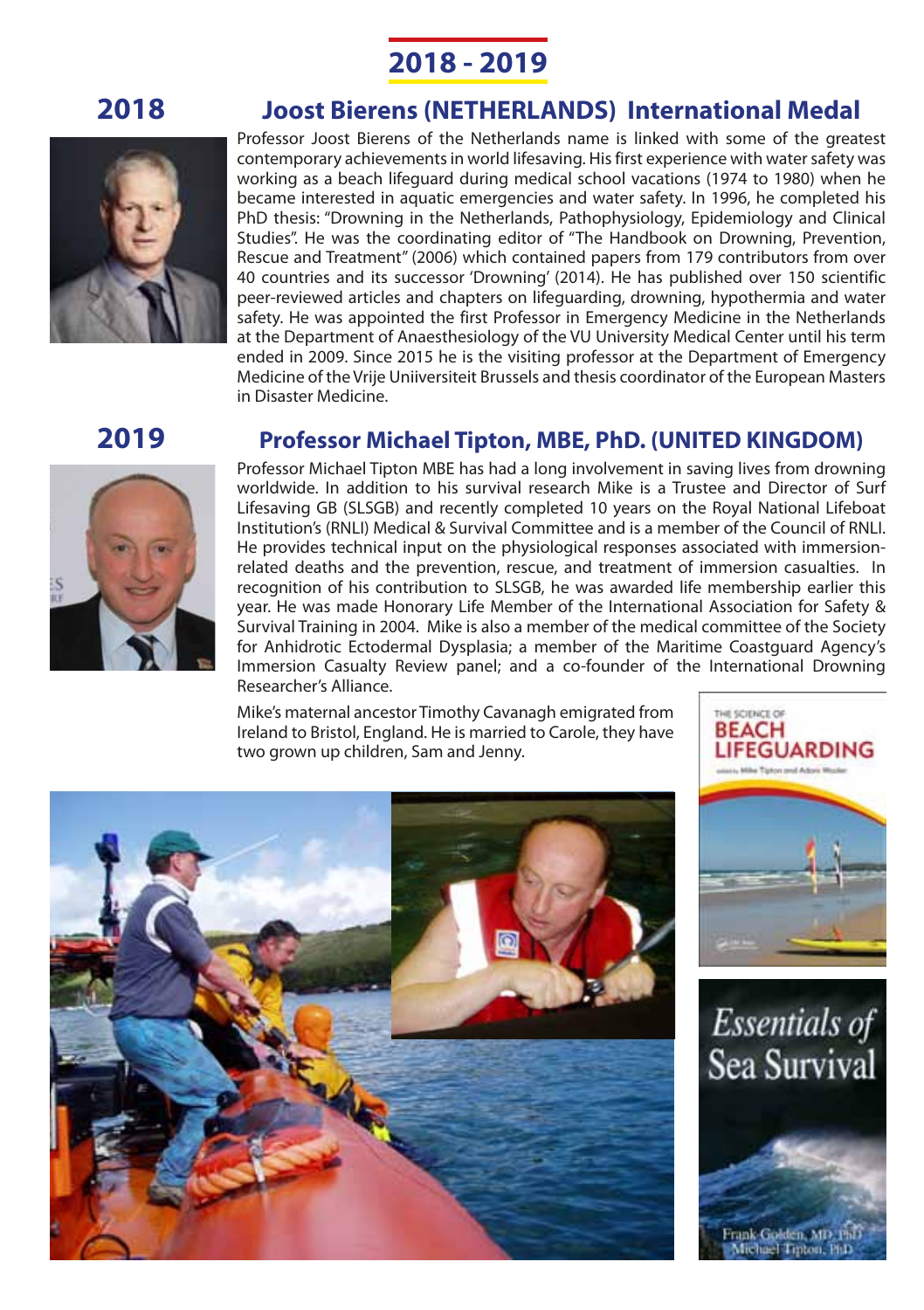# 2018 - 2019

## 2018

### Joost Bierens (NETHERLANDS) International Medal

Professor Joost Bierens of the Netherlands name is linked with some of the greatest contemporary achievements in world lifesaving. His first experience with water safety was working as a beach lifeguard during medical school vacations (1974 to 1980) when he became interested in aquatic emergencies and water safety. In 1996, he completed his PhD thesis: "Drowning in the Netherlands, Pathophysiology, Epidemiology and Clinical Studies". He was the coordinating editor of "The Handbook on Drowning, Prevention, Rescue and Treatment" (2006) which contained papers from 179 contributors from over 40 countries and its successor 'Drowning' (2014). He has published over 150 scientific peer-reviewed articles and chapters on lifeguarding, drowning, hypothermia and water safety. He was appointed the first Professor in Emergency Medicine in the Netherlands at the Department of Anaesthesiology of the VU University Medical Center until his term ended in 2009. Since 2015 he is the visiting professor at the Department of Emergency Medicine of the Vrije Uniiversiteit Brussels and thesis coordinator of the European Masters in Disaster Medicine.

## 2019

### Professor Michael Tipton, MBE, PhD. (UNITED KINGDOM)

Professor Michael Tipton MBE has had a long involvement in saving lives from drowning worldwide. In addition to his survival research Mike is a Trustee and Director of Surf Lifesaving GB (SLSGB) and recently completed 10 years on the Royal National Lifeboat Institution's (RNLI) Medical & Survival Committee and is a member of the Council of RNLI. He provides technical input on the physiological responses associated with immersion-related deaths and the prevention, rescue, and treatment of immersion casualties. In recognition of his contribution to SLSGB, he was awarded life membership earlier this year. He was made Honorary Life Member of the International Association for Safety & Survival Training in 2004. Mike is also a member of the medical committee of the Society for Anhidrotic Ectodermal Dysplasia; a member of the Maritime Coastguard Agency's Immersion Casualty Review panel; and a co-founder of the International Drowning Researcher's Alliance.

Mike's maternal ancestor Timothy Cavanagh emigrated from Ireland to Bristol, England. He is married to Carole, they have two grown up children, Sam and Jenny.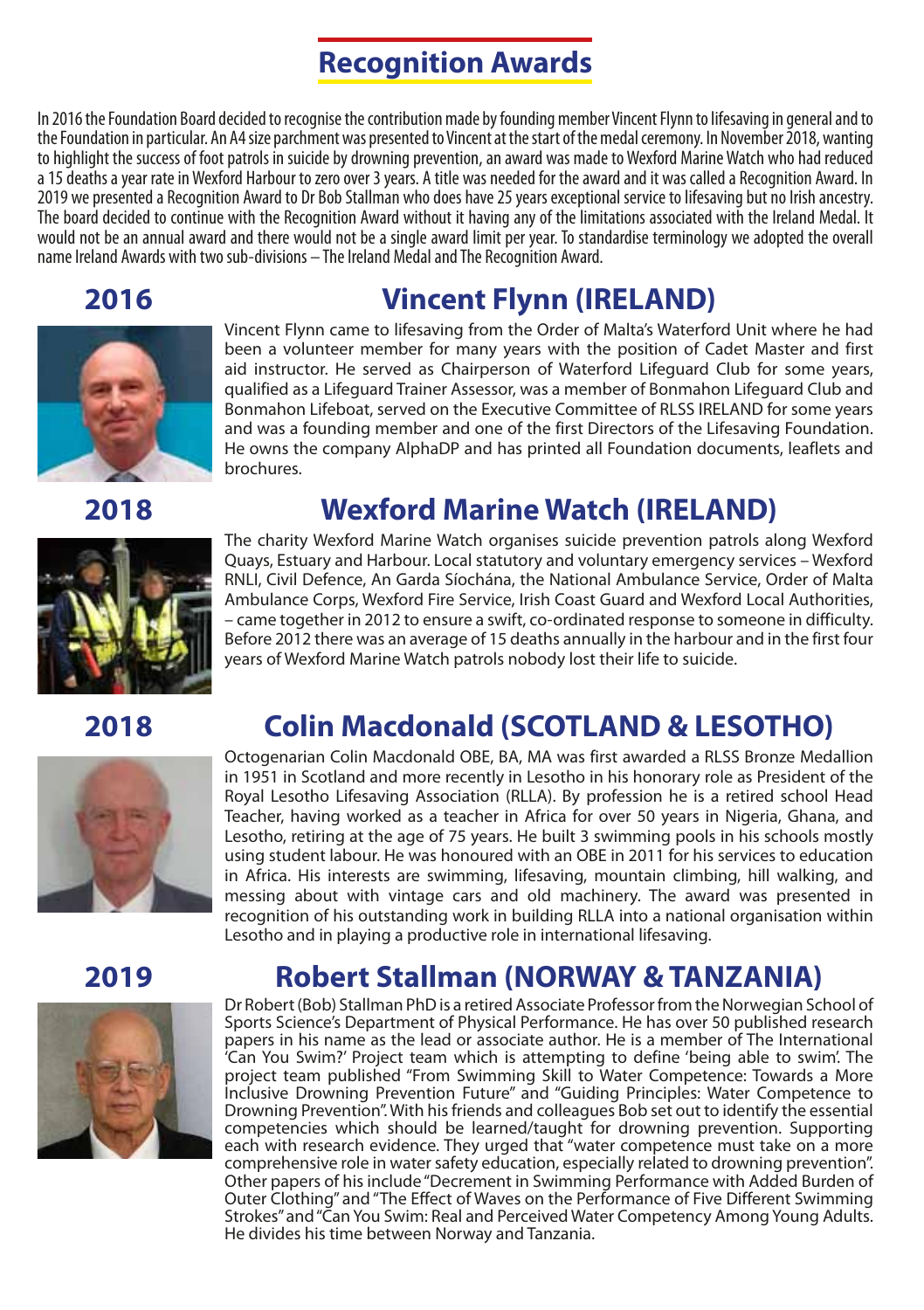# Recognition Awards

In 2016 the Foundation Board decided to recognise the contribution made by founding member Vincent Flynn to lifesaving in general and to the Foundation in particular. An A4 size parchment was presented to Vincent at the start of the medal ceremony. In November 2018, wanting to highlight the success of foot patrols in suicide by drowning prevention, an award was made to Wexford Marine Watch who had reduced a 15 deaths a year rate in Wexford Harbour to zero over 3 years. A title was needed for the award and it was called a Recognition Award. In 2019 we presented a Recognition Award to Dr Bob Stallman who does have 25 years exceptional service to lifesaving but no Irish ancestry. The board decided to continue with the Recognition Award without it having any of the limitations associated with the Ireland Medal. It would not be an annual award and there would not be a single award limit per year. To standardise terminology we adopted the overall name Ireland Awards with two sub-divisions – The Ireland Medal and The Recognition Award.

## 2016 — Vincent Flynn (IRELAND)

Vincent Flynn came to lifesaving from the Order of Malta's Waterford Unit where he had been a volunteer member for many years with the position of Cadet Master and first aid instructor. He served as Chairperson of Waterford Lifeguard Club for some years, qualified as a Lifeguard Trainer Assessor, was a member of Bonmahon Lifeguard Club and Bonmahon Lifeboat, served on the Executive Committee of RLSS IRELAND for some years and was a founding member and one of the first Directors of the Lifesaving Foundation. He owns the company AlphaDP and has printed all Foundation documents, leaflets and brochures.

## 2018 — Wexford Marine Watch (IRELAND)

The charity Wexford Marine Watch organises suicide prevention patrols along Wexford Quays, Estuary and Harbour. Local statutory and voluntary emergency services – Wexford RNLI, Civil Defence, An Garda Síochána, the National Ambulance Service, Order of Malta Ambulance Corps, Wexford Fire Service, Irish Coast Guard and Wexford Local Authorities, – came together in 2012 to ensure a swift, co-ordinated response to someone in difficulty. Before 2012 there was an average of 15 deaths annually in the harbour and in the first four years of Wexford Marine Watch patrols nobody lost their life to suicide.

## 2018 — Colin Macdonald (SCOTLAND & LESOTHO)

Octogenarian Colin Macdonald OBE, BA, MA was first awarded a RLSS Bronze Medallion in 1951 in Scotland and more recently in Lesotho in his honorary role as President of the Royal Lesotho Lifesaving Association (RLLA). By profession he is a retired school Head Teacher, having worked as a teacher in Africa for over 50 years in Nigeria, Ghana, and Lesotho, retiring at the age of 75 years. He built 3 swimming pools in his schools mostly using student labour. He was honoured with an OBE in 2011 for his services to education in Africa. His interests are swimming, lifesaving, mountain climbing, hill walking, and messing about with vintage cars and old machinery. The award was presented in recognition of his outstanding work in building RLLA into a national organisation within Lesotho and in playing a productive role in international lifesaving.

## 2019 — Robert Stallman (NORWAY & TANZANIA)

Dr Robert (Bob) Stallman PhD is a retired Associate Professor from the Norwegian School of Sports Science's Department of Physical Performance. He has over 50 published research papers in his name as the lead or associate author. He is a member of The International 'Can You Swim?' Project team which is attempting to define 'being able to swim'. The project team published "From Swimming Skill to Water Competence: Towards a More Inclusive Drowning Prevention Future" and "Guiding Principles: Water Competence to Drowning Prevention". With his friends and colleagues Bob set out to identify the essential competencies which should be learned/taught for drowning prevention. Supporting each with research evidence. They urged that "water competence must take on a more comprehensive role in water safety education, especially related to drowning prevention". Other papers of his include "Decrement in Swimming Performance with Added Burden of Outer Clothing" and "The Effect of Waves on the Performance of Five Different Swimming Strokes" and "Can You Swim: Real and Perceived Water Competency Among Young Adults. He divides his time between Norway and Tanzania.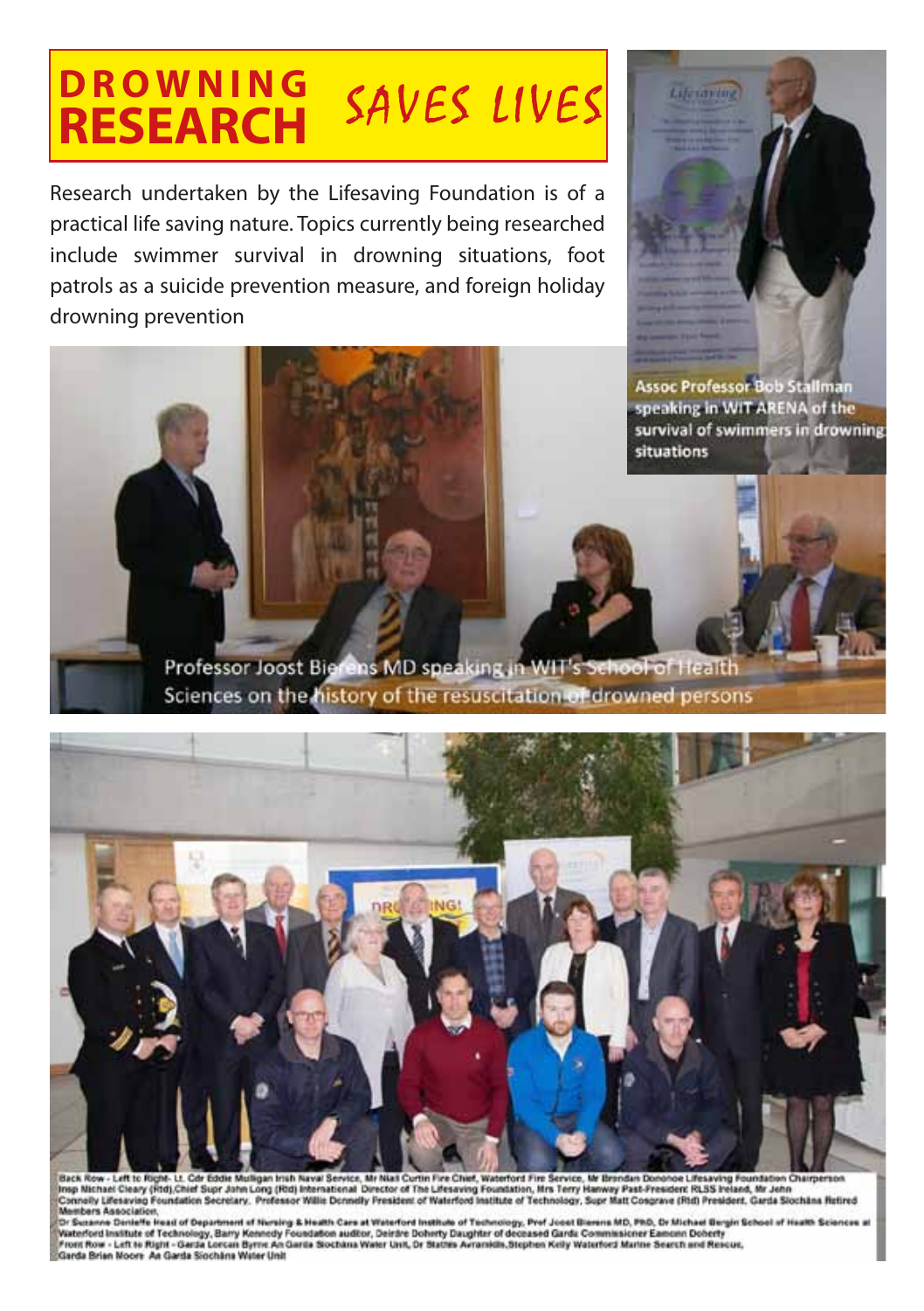# DROWNING RESEARCH *SAVES LIVES*

Research undertaken by the Lifesaving Foundation is of a practical life saving nature. Topics currently being researched include swimmer survival in drowning situations, foot patrols as a suicide prevention measure, and foreign holiday drowning prevention

Assoc Professor Bob Stallman speaking in WIT ARENA of the survival of swimmers in drowning situations

Professor Joost Bierens MD speaking in WIT's School of Health Sciences on the history of the resuscitation of drowned persons

Back Row - Left to Right- Lt. Cdr Eddie Mulligan Irish Naval Service, Mr Niall Curtin Fire Chief, Waterford Fire Service, Mr Brendan Donohoe Lifesaving Foundation Chairperson Insp Michael Cleary (Rtd),Chief Supr John Long (Rtd) International Director of The Lifesaving Foundation, Mrs Terry Hanway Past-President RLSS Ireland, Mr John Connolly Lifesaving Foundation Secretary, Professor Willie Donnelly President of Waterford Institute of Technology, Supr Matt Cosgrave (Rtd) President, Garda Síochána Retired Members Association,
Dr Suzanne Denieffe Head of Department of Nursing & Health Care at Waterford Institute of Technology, Prof Joost Bierens MD, PhD, Dr Michael Bergin School of Health Sciences at Waterford Institute of Technology, Barry Kennedy Foundation auditor, Deirdre Doherty Daughter of deceased Garda Commissioner Eamonn Doherty
Front Row - Left to Right - Garda Lorcan Byrne An Garda Síochána Water Unit, Dr Stathis Avramidis,Stephen Kelly Waterford Marine Search and Rescue, Garda Brian Moore An Garda Síochána Water Unit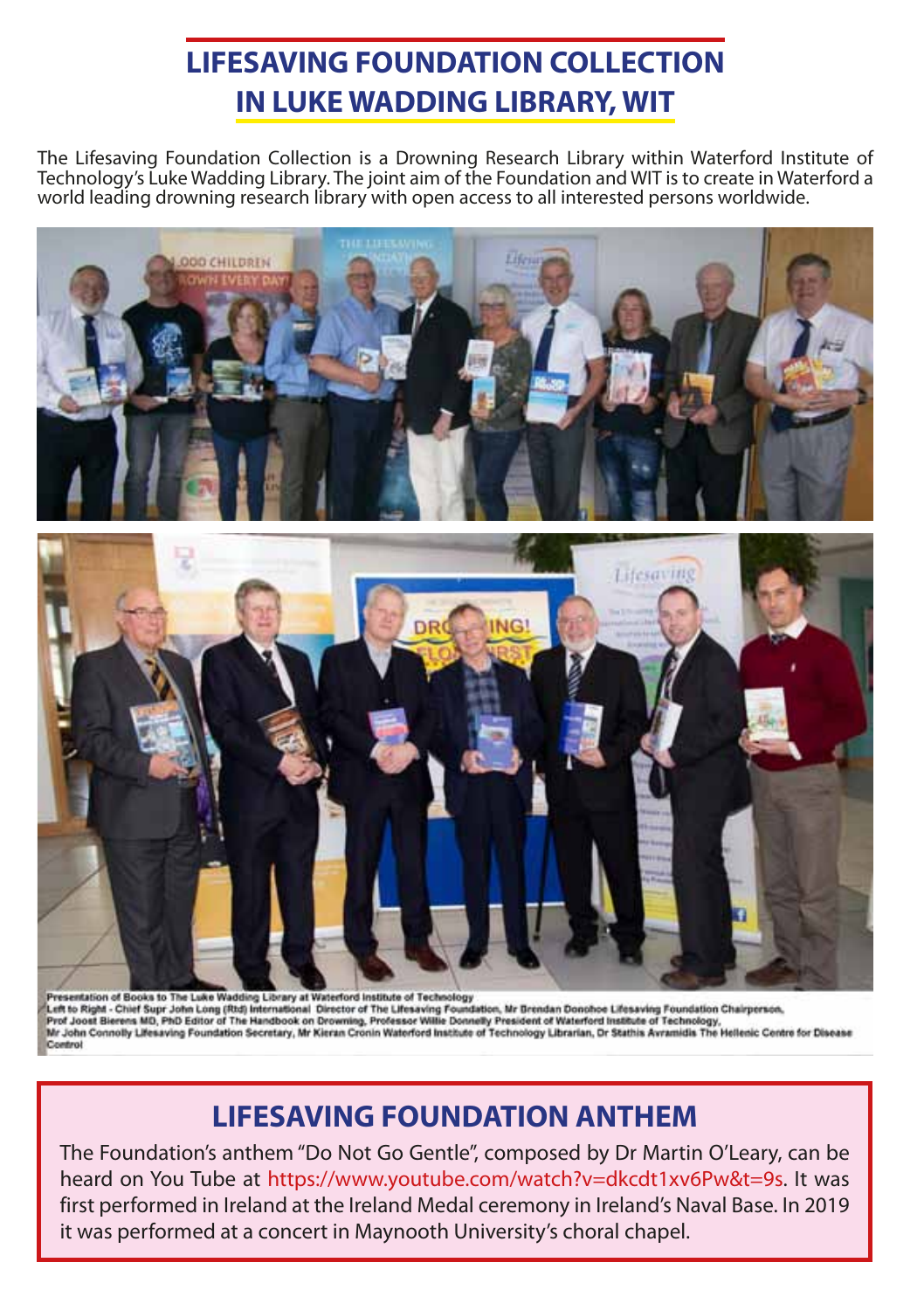# LIFESAVING FOUNDATION COLLECTION IN LUKE WADDING LIBRARY, WIT

The Lifesaving Foundation Collection is a Drowning Research Library within Waterford Institute of Technology's Luke Wadding Library. The joint aim of the Foundation and WIT is to create in Waterford a world leading drowning research library with open access to all interested persons worldwide.

Presentation of Books to The Luke Wadding Library at Waterford Institute of Technology
Left to Right - Chief Supr John Long (Rtd) International Director of The Lifesaving Foundation, Mr Brendan Donohoe Lifesaving Foundation Chairperson, Prof Joost Bierens MD, PhD Editor of The Handbook on Drowning, Professor Willie Donnelly President of Waterford Institute of Technology, Mr John Connolly Lifesaving Foundation Secretary, Mr Kieran Cronin Waterford Institute of Technology Librarian, Dr Stathis Avramidis The Hellenic Centre for Disease Control

## LIFESAVING FOUNDATION ANTHEM

The Foundation's anthem "Do Not Go Gentle", composed by Dr Martin O'Leary, can be heard on You Tube at https://www.youtube.com/watch?v=dkcdt1xv6Pw&t=9s. It was first performed in Ireland at the Ireland Medal ceremony in Ireland's Naval Base. In 2019 it was performed at a concert in Maynooth University's choral chapel.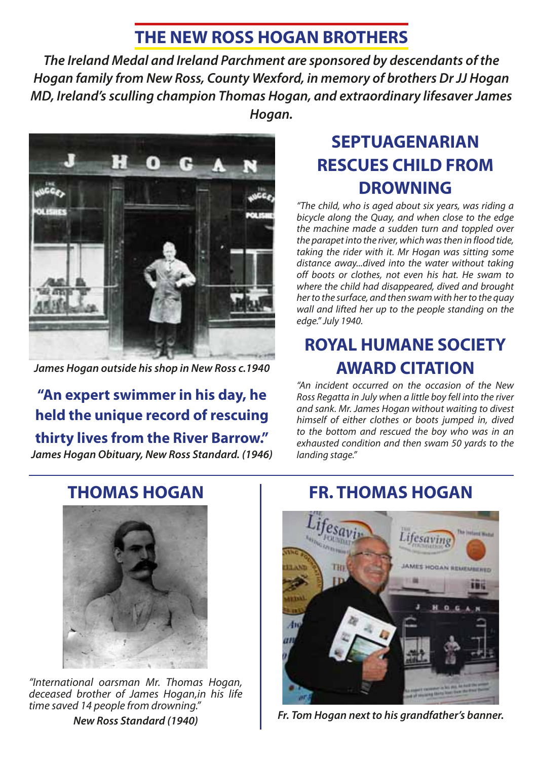# THE NEW ROSS HOGAN BROTHERS

***The Ireland Medal and Ireland Parchment are sponsored by descendants of the Hogan family from New Ross, County Wexford, in memory of brothers Dr JJ Hogan MD, Ireland's sculling champion Thomas Hogan, and extraordinary lifesaver James Hogan.***

***James Hogan outside his shop in New Ross c.1940***

**"An expert swimmer in his day, he held the unique record of rescuing thirty lives from the River Barrow."**

***James Hogan Obituary, New Ross Standard. (1946)***

## SEPTUAGENARIAN RESCUES CHILD FROM DROWNING

*"The child, who is aged about six years, was riding a bicycle along the Quay, and when close to the edge the machine made a sudden turn and toppled over the parapet into the river, which was then in flood tide, taking the rider with it. Mr Hogan was sitting some distance away...dived into the water without taking off boots or clothes, not even his hat. He swam to where the child had disappeared, dived and brought her to the surface, and then swam with her to the quay wall and lifted her up to the people standing on the edge." July 1940.*

## ROYAL HUMANE SOCIETY AWARD CITATION

*"An incident occurred on the occasion of the New Ross Regatta in July when a little boy fell into the river and sank. Mr. James Hogan without waiting to divest himself of either clothes or boots jumped in, dived to the bottom and rescued the boy who was in an exhausted condition and then swam 50 yards to the landing stage."*

## THOMAS HOGAN

*"International oarsman Mr. Thomas Hogan, deceased brother of James Hogan,in his life time saved 14 people from drowning."*

***New Ross Standard (1940)***

## FR. THOMAS HOGAN

***Fr. Tom Hogan next to his grandfather's banner.***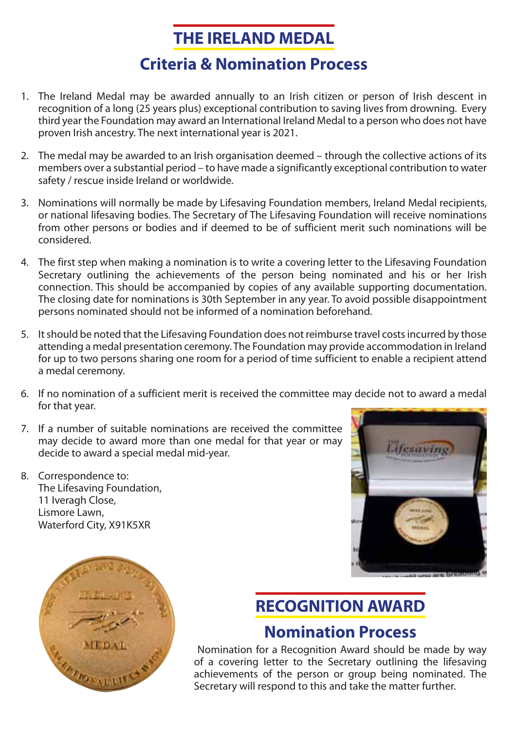# THE IRELAND MEDAL

## Criteria & Nomination Process

1. The Ireland Medal may be awarded annually to an Irish citizen or person of Irish descent in recognition of a long (25 years plus) exceptional contribution to saving lives from drowning. Every third year the Foundation may award an International Ireland Medal to a person who does not have proven Irish ancestry. The next international year is 2021.

2. The medal may be awarded to an Irish organisation deemed – through the collective actions of its members over a substantial period – to have made a significantly exceptional contribution to water safety / rescue inside Ireland or worldwide.

3. Nominations will normally be made by Lifesaving Foundation members, Ireland Medal recipients, or national lifesaving bodies. The Secretary of The Lifesaving Foundation will receive nominations from other persons or bodies and if deemed to be of sufficient merit such nominations will be considered.

4. The first step when making a nomination is to write a covering letter to the Lifesaving Foundation Secretary outlining the achievements of the person being nominated and his or her Irish connection. This should be accompanied by copies of any available supporting documentation. The closing date for nominations is 30th September in any year. To avoid possible disappointment persons nominated should not be informed of a nomination beforehand.

5. It should be noted that the Lifesaving Foundation does not reimburse travel costs incurred by those attending a medal presentation ceremony. The Foundation may provide accommodation in Ireland for up to two persons sharing one room for a period of time sufficient to enable a recipient attend a medal ceremony.

6. If no nomination of a sufficient merit is received the committee may decide not to award a medal for that year.

7. If a number of suitable nominations are received the committee may decide to award more than one medal for that year or may decide to award a special medal mid-year.

8. Correspondence to:
   The Lifesaving Foundation,
   11 Iveragh Close,
   Lismore Lawn,
   Waterford City, X91K5XR

# RECOGNITION AWARD

## Nomination Process

Nomination for a Recognition Award should be made by way of a covering letter to the Secretary outlining the lifesaving achievements of the person or group being nominated. The Secretary will respond to this and take the matter further.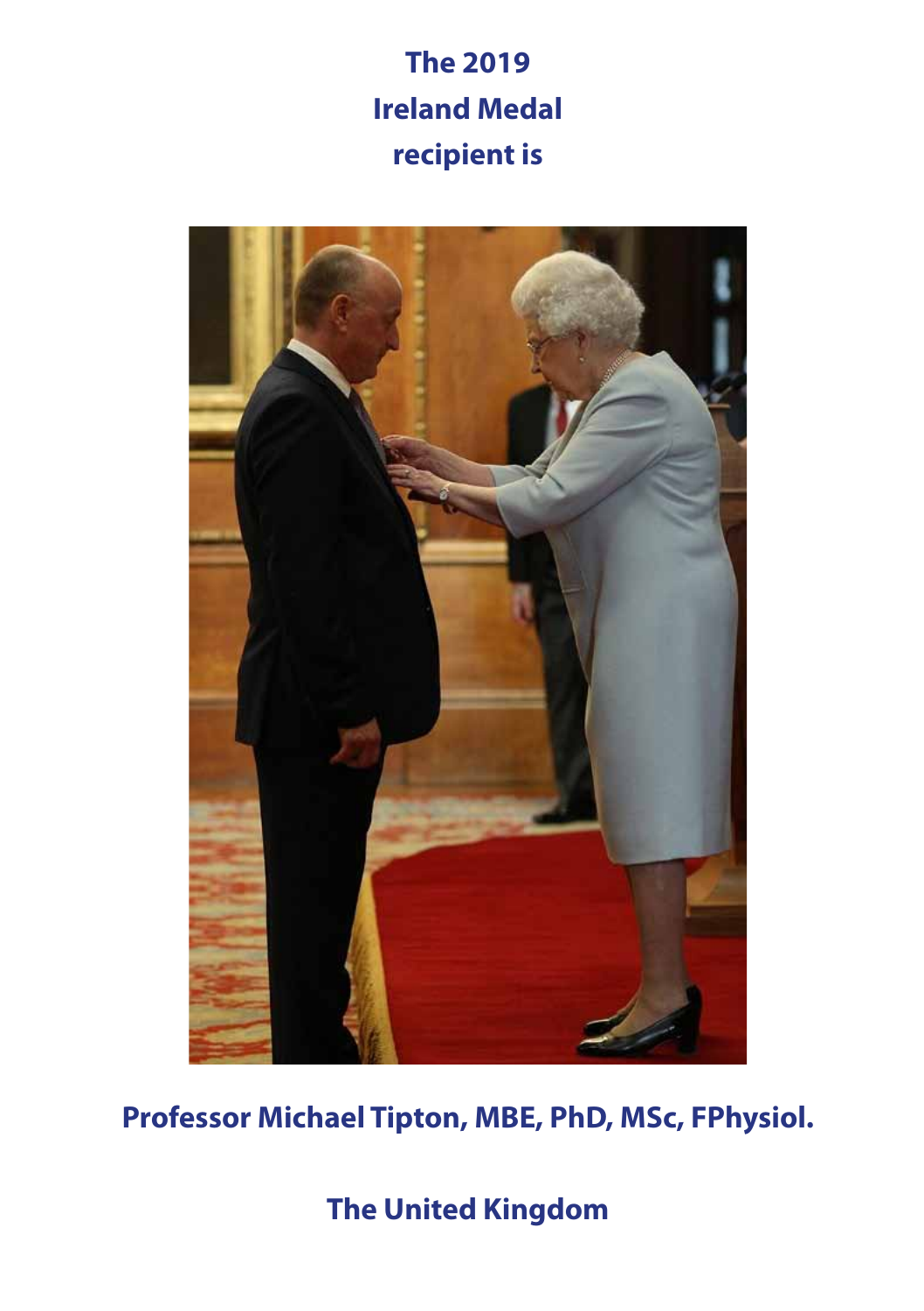**The 2019**
**Ireland Medal**
**recipient is**

**Professor Michael Tipton, MBE, PhD, MSc, FPhysiol.**

**The United Kingdom**